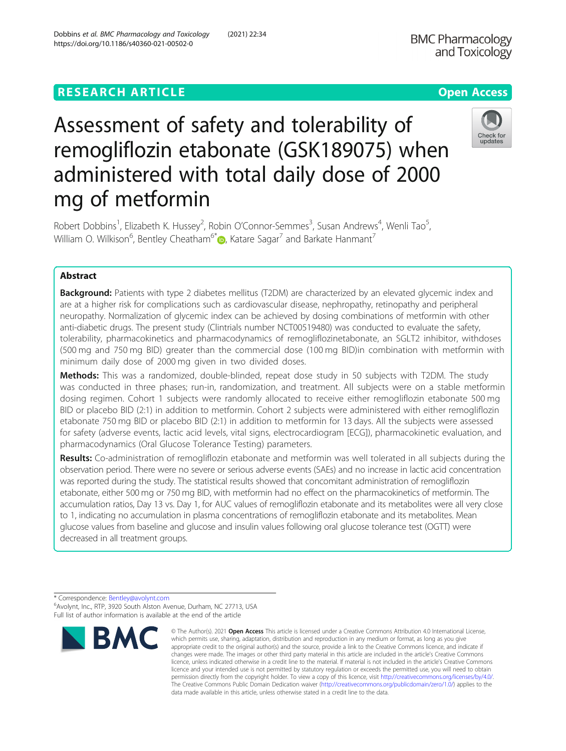RESEARCH ARTICLE

Open Access

# Assessment of safety and tolerability of remogliflozin etabonate (GSK189075) when administered with total daily dose of 2000 mg of metformin

Robert Dobbins[1], Elizabeth K. Hussey[2], Robin O'Connor-Semmes[3], Susan Andrews[4], Wenli Tao[5], William O. Wilkison[6], Bentley Cheatham[6*], Katare Sagar[7] and Barkate Hanmant[7]

## Abstract

**Background:** Patients with type 2 diabetes mellitus (T2DM) are characterized by an elevated glycemic index and are at a higher risk for complications such as cardiovascular disease, nephropathy, retinopathy and peripheral neuropathy. Normalization of glycemic index can be achieved by dosing combinations of metformin with other anti-diabetic drugs. The present study (Clintrials number NCT00519480) was conducted to evaluate the safety, tolerability, pharmacokinetics and pharmacodynamics of remogliflozinetabonate, an SGLT2 inhibitor, withdoses (500 mg and 750 mg BID) greater than the commercial dose (100 mg BID)in combination with metformin with minimum daily dose of 2000 mg given in two divided doses.

**Methods:** This was a randomized, double-blinded, repeat dose study in 50 subjects with T2DM. The study was conducted in three phases; run-in, randomization, and treatment. All subjects were on a stable metformin dosing regimen. Cohort 1 subjects were randomly allocated to receive either remogliflozin etabonate 500 mg BID or placebo BID (2:1) in addition to metformin. Cohort 2 subjects were administered with either remogliflozin etabonate 750 mg BID or placebo BID (2:1) in addition to metformin for 13 days. All the subjects were assessed for safety (adverse events, lactic acid levels, vital signs, electrocardiogram [ECG]), pharmacokinetic evaluation, and pharmacodynamics (Oral Glucose Tolerance Testing) parameters.

**Results:** Co-administration of remogliflozin etabonate and metformin was well tolerated in all subjects during the observation period. There were no severe or serious adverse events (SAEs) and no increase in lactic acid concentration was reported during the study. The statistical results showed that concomitant administration of remogliflozin etabonate, either 500 mg or 750 mg BID, with metformin had no effect on the pharmacokinetics of metformin. The accumulation ratios, Day 13 vs. Day 1, for AUC values of remogliflozin etabonate and its metabolites were all very close to 1, indicating no accumulation in plasma concentrations of remogliflozin etabonate and its metabolites. Mean glucose values from baseline and glucose and insulin values following oral glucose tolerance test (OGTT) were decreased in all treatment groups.

* Correspondence: Bentley@avolynt.com
[6]Avolynt, Inc., RTP, 3920 South Alston Avenue, Durham, NC 27713, USA
Full list of author information is available at the end of the article

© The Author(s). 2021 **Open Access** This article is licensed under a Creative Commons Attribution 4.0 International License, which permits use, sharing, adaptation, distribution and reproduction in any medium or format, as long as you give appropriate credit to the original author(s) and the source, provide a link to the Creative Commons licence, and indicate if changes were made. The images or other third party material in this article are included in the article's Creative Commons licence, unless indicated otherwise in a credit line to the material. If material is not included in the article's Creative Commons licence and your intended use is not permitted by statutory regulation or exceeds the permitted use, you will need to obtain permission directly from the copyright holder. To view a copy of this licence, visit http://creativecommons.org/licenses/by/4.0/. The Creative Commons Public Domain Dedication waiver (http://creativecommons.org/publicdomain/zero/1.0/) applies to the data made available in this article, unless otherwise stated in a credit line to the data.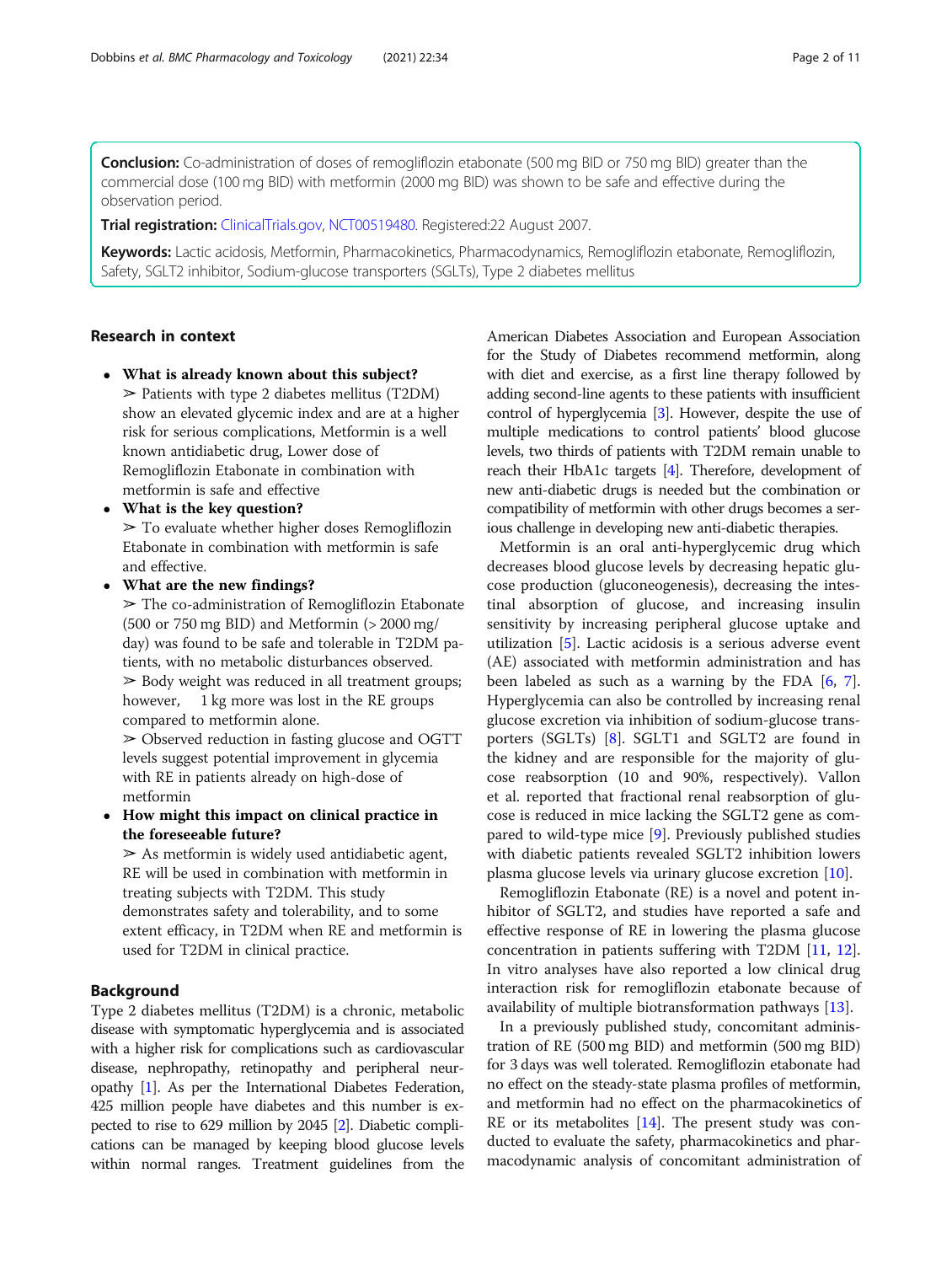**Conclusion:** Co-administration of doses of remogliflozin etabonate (500 mg BID or 750 mg BID) greater than the commercial dose (100 mg BID) with metformin (2000 mg BID) was shown to be safe and effective during the observation period.

**Trial registration:** ClinicalTrials.gov, NCT00519480. Registered:22 August 2007.

**Keywords:** Lactic acidosis, Metformin, Pharmacokinetics, Pharmacodynamics, Remogliflozin etabonate, Remogliflozin, Safety, SGLT2 inhibitor, Sodium-glucose transporters (SGLTs), Type 2 diabetes mellitus

## Research in context

- **What is already known about this subject?**
  ➢ Patients with type 2 diabetes mellitus (T2DM) show an elevated glycemic index and are at a higher risk for serious complications, Metformin is a well known antidiabetic drug, Lower dose of Remogliflozin Etabonate in combination with metformin is safe and effective
- **What is the key question?**
  ➢ To evaluate whether higher doses Remogliflozin Etabonate in combination with metformin is safe and effective.
- **What are the new findings?**
  ➢ The co-administration of Remogliflozin Etabonate (500 or 750 mg BID) and Metformin (> 2000 mg/day) was found to be safe and tolerable in T2DM patients, with no metabolic disturbances observed.
  ➢ Body weight was reduced in all treatment groups; however, 1 kg more was lost in the RE groups compared to metformin alone.
  ➢ Observed reduction in fasting glucose and OGTT levels suggest potential improvement in glycemia with RE in patients already on high-dose of metformin
- **How might this impact on clinical practice in the foreseeable future?**
  ➢ As metformin is widely used antidiabetic agent, RE will be used in combination with metformin in treating subjects with T2DM. This study demonstrates safety and tolerability, and to some extent efficacy, in T2DM when RE and metformin is used for T2DM in clinical practice.

## Background

Type 2 diabetes mellitus (T2DM) is a chronic, metabolic disease with symptomatic hyperglycemia and is associated with a higher risk for complications such as cardiovascular disease, nephropathy, retinopathy and peripheral neuropathy [1]. As per the International Diabetes Federation, 425 million people have diabetes and this number is expected to rise to 629 million by 2045 [2]. Diabetic complications can be managed by keeping blood glucose levels within normal ranges. Treatment guidelines from the American Diabetes Association and European Association for the Study of Diabetes recommend metformin, along with diet and exercise, as a first line therapy followed by adding second-line agents to these patients with insufficient control of hyperglycemia [3]. However, despite the use of multiple medications to control patients' blood glucose levels, two thirds of patients with T2DM remain unable to reach their HbA1c targets [4]. Therefore, development of new anti-diabetic drugs is needed but the combination or compatibility of metformin with other drugs becomes a serious challenge in developing new anti-diabetic therapies.

Metformin is an oral anti-hyperglycemic drug which decreases blood glucose levels by decreasing hepatic glucose production (gluconeogenesis), decreasing the intestinal absorption of glucose, and increasing insulin sensitivity by increasing peripheral glucose uptake and utilization [5]. Lactic acidosis is a serious adverse event (AE) associated with metformin administration and has been labeled as such as a warning by the FDA [6, 7]. Hyperglycemia can also be controlled by increasing renal glucose excretion via inhibition of sodium-glucose transporters (SGLTs) [8]. SGLT1 and SGLT2 are found in the kidney and are responsible for the majority of glucose reabsorption (10 and 90%, respectively). Vallon et al. reported that fractional renal reabsorption of glucose is reduced in mice lacking the SGLT2 gene as compared to wild-type mice [9]. Previously published studies with diabetic patients revealed SGLT2 inhibition lowers plasma glucose levels via urinary glucose excretion [10].

Remogliflozin Etabonate (RE) is a novel and potent inhibitor of SGLT2, and studies have reported a safe and effective response of RE in lowering the plasma glucose concentration in patients suffering with T2DM [11, 12]. In vitro analyses have also reported a low clinical drug interaction risk for remogliflozin etabonate because of availability of multiple biotransformation pathways [13].

In a previously published study, concomitant administration of RE (500 mg BID) and metformin (500 mg BID) for 3 days was well tolerated. Remogliflozin etabonate had no effect on the steady-state plasma profiles of metformin, and metformin had no effect on the pharmacokinetics of RE or its metabolites [14]. The present study was conducted to evaluate the safety, pharmacokinetics and pharmacodynamic analysis of concomitant administration of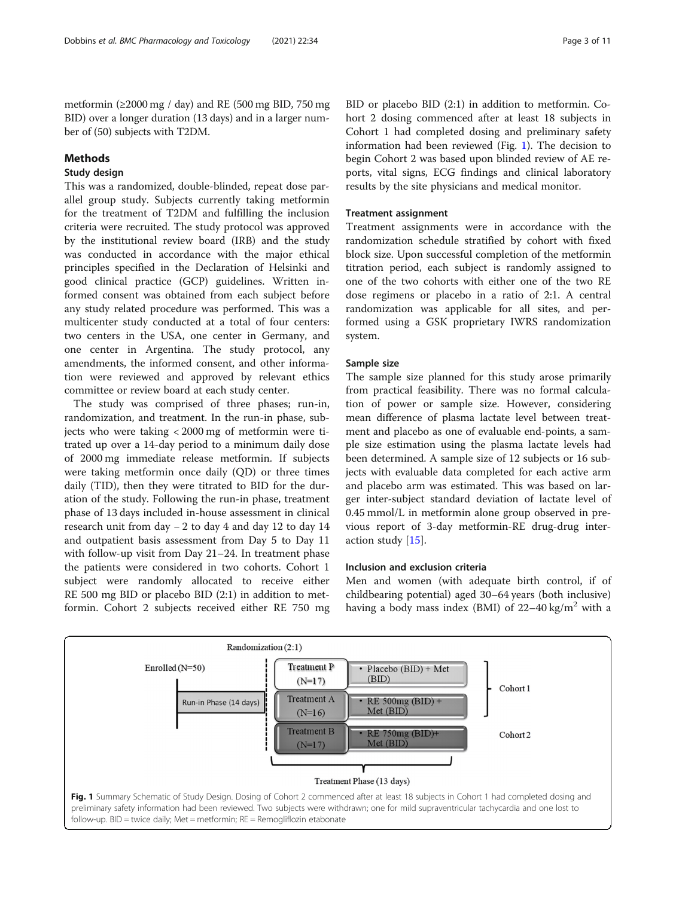metformin (≥2000 mg / day) and RE (500 mg BID, 750 mg BID) over a longer duration (13 days) and in a larger number of (50) subjects with T2DM.

## Methods

### Study design

This was a randomized, double-blinded, repeat dose parallel group study. Subjects currently taking metformin for the treatment of T2DM and fulfilling the inclusion criteria were recruited. The study protocol was approved by the institutional review board (IRB) and the study was conducted in accordance with the major ethical principles specified in the Declaration of Helsinki and good clinical practice (GCP) guidelines. Written informed consent was obtained from each subject before any study related procedure was performed. This was a multicenter study conducted at a total of four centers: two centers in the USA, one center in Germany, and one center in Argentina. The study protocol, any amendments, the informed consent, and other information were reviewed and approved by relevant ethics committee or review board at each study center.

The study was comprised of three phases; run-in, randomization, and treatment. In the run-in phase, subjects who were taking < 2000 mg of metformin were titrated up over a 14-day period to a minimum daily dose of 2000 mg immediate release metformin. If subjects were taking metformin once daily (QD) or three times daily (TID), then they were titrated to BID for the duration of the study. Following the run-in phase, treatment phase of 13 days included in-house assessment in clinical research unit from day − 2 to day 4 and day 12 to day 14 and outpatient basis assessment from Day 5 to Day 11 with follow-up visit from Day 21–24. In treatment phase the patients were considered in two cohorts. Cohort 1 subject were randomly allocated to receive either RE 500 mg BID or placebo BID (2:1) in addition to metformin. Cohort 2 subjects received either RE 750 mg BID or placebo BID (2:1) in addition to metformin. Cohort 2 dosing commenced after at least 18 subjects in Cohort 1 had completed dosing and preliminary safety information had been reviewed (Fig. 1). The decision to begin Cohort 2 was based upon blinded review of AE reports, vital signs, ECG findings and clinical laboratory results by the site physicians and medical monitor.

### Treatment assignment

Treatment assignments were in accordance with the randomization schedule stratified by cohort with fixed block size. Upon successful completion of the metformin titration period, each subject is randomly assigned to one of the two cohorts with either one of the two RE dose regimens or placebo in a ratio of 2:1. A central randomization was applicable for all sites, and performed using a GSK proprietary IWRS randomization system.

### Sample size

The sample size planned for this study arose primarily from practical feasibility. There was no formal calculation of power or sample size. However, considering mean difference of plasma lactate level between treatment and placebo as one of evaluable end-points, a sample size estimation using the plasma lactate levels had been determined. A sample size of 12 subjects or 16 subjects with evaluable data completed for each active arm and placebo arm was estimated. This was based on larger inter-subject standard deviation of lactate level of 0.45 mmol/L in metformin alone group observed in previous report of 3-day metformin-RE drug-drug interaction study [15].

### Inclusion and exclusion criteria

Men and women (with adequate birth control, if of childbearing potential) aged 30–64 years (both inclusive) having a body mass index (BMI) of 22–40 kg/m$^2$ with a

Randomization (2:1)

Enrolled (N=50) — Run-in Phase (14 days)

| Treatment | Regimen | Cohort |
|---|---|---|
| Treatment P (N=17) | Placebo (BID) + Met (BID) | Cohort 1 |
| Treatment A (N=16) | RE 500mg (BID) + Met (BID) | Cohort 1 |
| Treatment B (N=17) | RE 750mg (BID)+ Met (BID) | Cohort 2 |

Treatment Phase (13 days)

**Fig. 1** Summary Schematic of Study Design. Dosing of Cohort 2 commenced after at least 18 subjects in Cohort 1 had completed dosing and preliminary safety information had been reviewed. Two subjects were withdrawn; one for mild supraventricular tachycardia and one lost to follow-up. BID = twice daily; Met = metformin; RE = Remogliflozin etabonate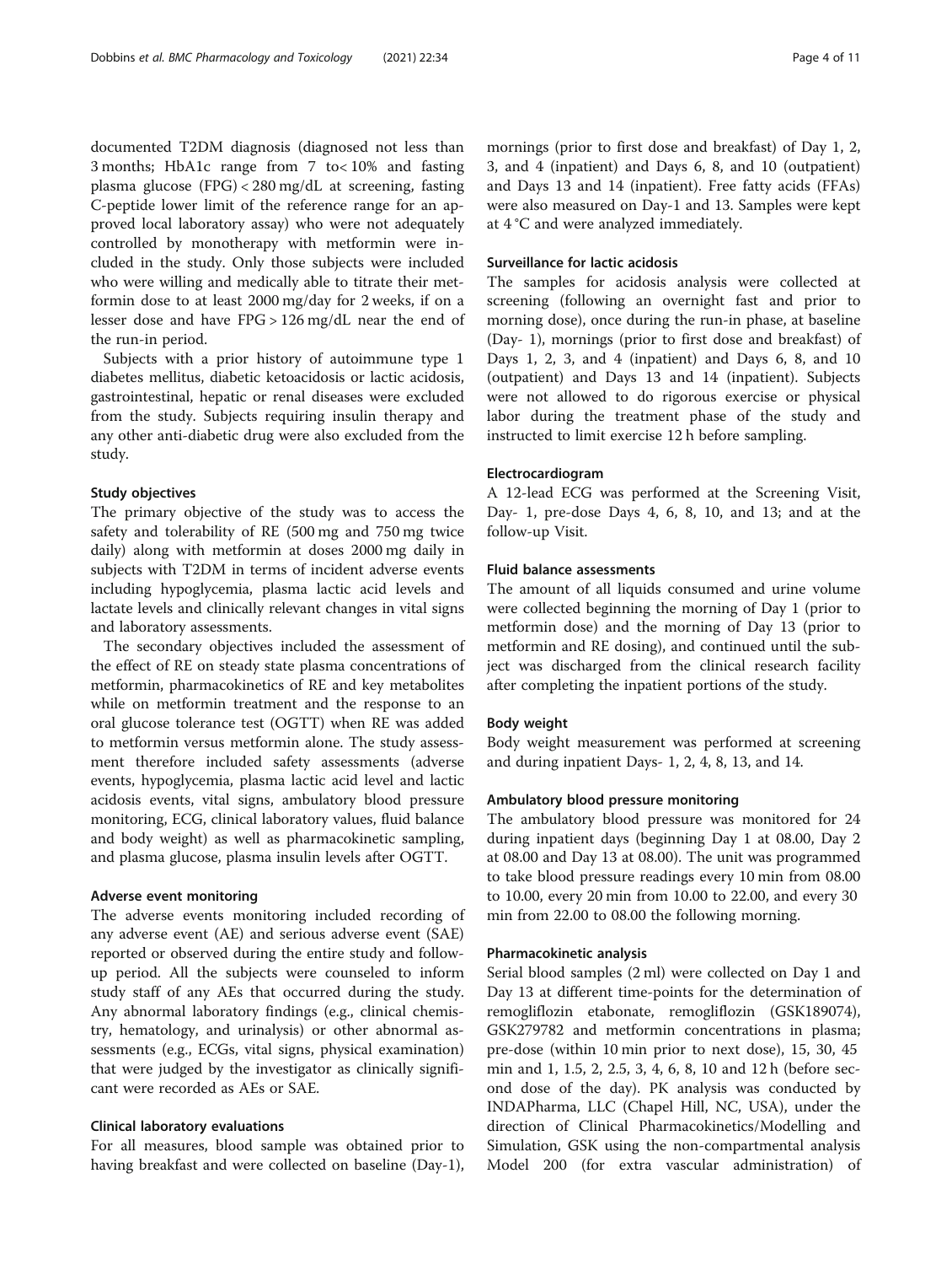documented T2DM diagnosis (diagnosed not less than 3 months; HbA1c range from 7 to< 10% and fasting plasma glucose (FPG) < 280 mg/dL at screening, fasting C-peptide lower limit of the reference range for an approved local laboratory assay) who were not adequately controlled by monotherapy with metformin were included in the study. Only those subjects were included who were willing and medically able to titrate their metformin dose to at least 2000 mg/day for 2 weeks, if on a lesser dose and have FPG > 126 mg/dL near the end of the run-in period.

Subjects with a prior history of autoimmune type 1 diabetes mellitus, diabetic ketoacidosis or lactic acidosis, gastrointestinal, hepatic or renal diseases were excluded from the study. Subjects requiring insulin therapy and any other anti-diabetic drug were also excluded from the study.

#### Study objectives

The primary objective of the study was to access the safety and tolerability of RE (500 mg and 750 mg twice daily) along with metformin at doses 2000 mg daily in subjects with T2DM in terms of incident adverse events including hypoglycemia, plasma lactic acid levels and lactate levels and clinically relevant changes in vital signs and laboratory assessments.

The secondary objectives included the assessment of the effect of RE on steady state plasma concentrations of metformin, pharmacokinetics of RE and key metabolites while on metformin treatment and the response to an oral glucose tolerance test (OGTT) when RE was added to metformin versus metformin alone. The study assessment therefore included safety assessments (adverse events, hypoglycemia, plasma lactic acid level and lactic acidosis events, vital signs, ambulatory blood pressure monitoring, ECG, clinical laboratory values, fluid balance and body weight) as well as pharmacokinetic sampling, and plasma glucose, plasma insulin levels after OGTT.

#### Adverse event monitoring

The adverse events monitoring included recording of any adverse event (AE) and serious adverse event (SAE) reported or observed during the entire study and follow-up period. All the subjects were counseled to inform study staff of any AEs that occurred during the study. Any abnormal laboratory findings (e.g., clinical chemistry, hematology, and urinalysis) or other abnormal assessments (e.g., ECGs, vital signs, physical examination) that were judged by the investigator as clinically significant were recorded as AEs or SAE.

#### Clinical laboratory evaluations

For all measures, blood sample was obtained prior to having breakfast and were collected on baseline (Day-1), mornings (prior to first dose and breakfast) of Day 1, 2, 3, and 4 (inpatient) and Days 6, 8, and 10 (outpatient) and Days 13 and 14 (inpatient). Free fatty acids (FFAs) were also measured on Day-1 and 13. Samples were kept at 4 °C and were analyzed immediately.

#### Surveillance for lactic acidosis

The samples for acidosis analysis were collected at screening (following an overnight fast and prior to morning dose), once during the run-in phase, at baseline (Day- 1), mornings (prior to first dose and breakfast) of Days 1, 2, 3, and 4 (inpatient) and Days 6, 8, and 10 (outpatient) and Days 13 and 14 (inpatient). Subjects were not allowed to do rigorous exercise or physical labor during the treatment phase of the study and instructed to limit exercise 12 h before sampling.

#### Electrocardiogram

A 12-lead ECG was performed at the Screening Visit, Day- 1, pre-dose Days 4, 6, 8, 10, and 13; and at the follow-up Visit.

#### Fluid balance assessments

The amount of all liquids consumed and urine volume were collected beginning the morning of Day 1 (prior to metformin dose) and the morning of Day 13 (prior to metformin and RE dosing), and continued until the subject was discharged from the clinical research facility after completing the inpatient portions of the study.

#### Body weight

Body weight measurement was performed at screening and during inpatient Days- 1, 2, 4, 8, 13, and 14.

#### Ambulatory blood pressure monitoring

The ambulatory blood pressure was monitored for 24 during inpatient days (beginning Day 1 at 08.00, Day 2 at 08.00 and Day 13 at 08.00). The unit was programmed to take blood pressure readings every 10 min from 08.00 to 10.00, every 20 min from 10.00 to 22.00, and every 30 min from 22.00 to 08.00 the following morning.

#### Pharmacokinetic analysis

Serial blood samples (2 ml) were collected on Day 1 and Day 13 at different time-points for the determination of remogliflozin etabonate, remogliflozin (GSK189074), GSK279782 and metformin concentrations in plasma; pre-dose (within 10 min prior to next dose), 15, 30, 45 min and 1, 1.5, 2, 2.5, 3, 4, 6, 8, 10 and 12 h (before second dose of the day). PK analysis was conducted by INDAPharma, LLC (Chapel Hill, NC, USA), under the direction of Clinical Pharmacokinetics/Modelling and Simulation, GSK using the non-compartmental analysis Model 200 (for extra vascular administration) of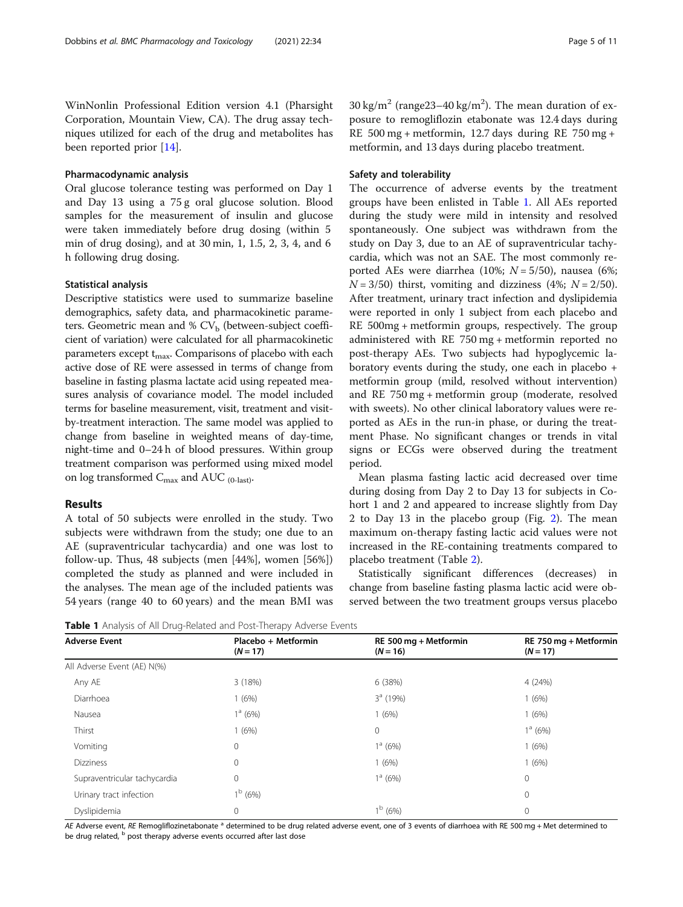WinNonlin Professional Edition version 4.1 (Pharsight Corporation, Mountain View, CA). The drug assay techniques utilized for each of the drug and metabolites has been reported prior [14].

### Pharmacodynamic analysis

Oral glucose tolerance testing was performed on Day 1 and Day 13 using a 75 g oral glucose solution. Blood samples for the measurement of insulin and glucose were taken immediately before drug dosing (within 5 min of drug dosing), and at 30 min, 1, 1.5, 2, 3, 4, and 6 h following drug dosing.

### Statistical analysis

Descriptive statistics were used to summarize baseline demographics, safety data, and pharmacokinetic parameters. Geometric mean and % $CV_b$ (between-subject coefficient of variation) were calculated for all pharmacokinetic parameters except $t_{max}$. Comparisons of placebo with each active dose of RE were assessed in terms of change from baseline in fasting plasma lactate acid using repeated measures analysis of covariance model. The model included terms for baseline measurement, visit, treatment and visit-by-treatment interaction. The same model was applied to change from baseline in weighted means of day-time, night-time and 0–24 h of blood pressures. Within group treatment comparison was performed using mixed model on log transformed $C_{max}$ and AUC $_{(0\text{-last})}$.

## Results

A total of 50 subjects were enrolled in the study. Two subjects were withdrawn from the study; one due to an AE (supraventricular tachycardia) and one was lost to follow-up. Thus, 48 subjects (men [44%], women [56%]) completed the study as planned and were included in the analyses. The mean age of the included patients was 54 years (range 40 to 60 years) and the mean BMI was 30 kg/m$^2$ (range23–40 kg/m$^2$). The mean duration of exposure to remogliflozin etabonate was 12.4 days during RE 500 mg + metformin, 12.7 days during RE 750 mg + metformin, and 13 days during placebo treatment.

### Safety and tolerability

The occurrence of adverse events by the treatment groups have been enlisted in Table 1. All AEs reported during the study were mild in intensity and resolved spontaneously. One subject was withdrawn from the study on Day 3, due to an AE of supraventricular tachycardia, which was not an SAE. The most commonly reported AEs were diarrhea (10%; $N = 5/50$), nausea (6%; $N = 3/50$) thirst, vomiting and dizziness (4%; $N = 2/50$). After treatment, urinary tract infection and dyslipidemia were reported in only 1 subject from each placebo and RE 500mg + metformin groups, respectively. The group administered with RE 750 mg + metformin reported no post-therapy AEs. Two subjects had hypoglycemic laboratory events during the study, one each in placebo + metformin group (mild, resolved without intervention) and RE 750 mg + metformin group (moderate, resolved with sweets). No other clinical laboratory values were reported as AEs in the run-in phase, or during the treatment Phase. No significant changes or trends in vital signs or ECGs were observed during the treatment period.

Mean plasma fasting lactic acid decreased over time during dosing from Day 2 to Day 13 for subjects in Cohort 1 and 2 and appeared to increase slightly from Day 2 to Day 13 in the placebo group (Fig. 2). The mean maximum on-therapy fasting lactic acid values were not increased in the RE-containing treatments compared to placebo treatment (Table 2).

Statistically significant differences (decreases) in change from baseline fasting plasma lactic acid were observed between the two treatment groups versus placebo

**Table 1** Analysis of All Drug-Related and Post-Therapy Adverse Events

| Adverse Event | Placebo + Metformin ($N = 17$) | RE 500 mg + Metformin ($N = 16$) | RE 750 mg + Metformin ($N = 17$) |
|---|---|---|---|
| All Adverse Event (AE) N(%) | | | |
| Any AE | 3 (18%) | 6 (38%) | 4 (24%) |
| Diarrhoea | 1 (6%) | 3[a] (19%) | 1 (6%) |
| Nausea | 1[a] (6%) | 1 (6%) | 1 (6%) |
| Thirst | 1 (6%) | 0 | 1[a] (6%) |
| Vomiting | 0 | 1[a] (6%) | 1 (6%) |
| Dizziness | 0 | 1 (6%) | 1 (6%) |
| Supraventricular tachycardia | 0 | 1[a] (6%) | 0 |
| Urinary tract infection | 1[b] (6%) | | 0 |
| Dyslipidemia | 0 | 1[b] (6%) | 0 |

*AE* Adverse event, *RE* Remogliflozinetabonate [a] determined to be drug related adverse event, one of 3 events of diarrhoea with RE 500 mg + Met determined to be drug related, [b] post therapy adverse events occurred after last dose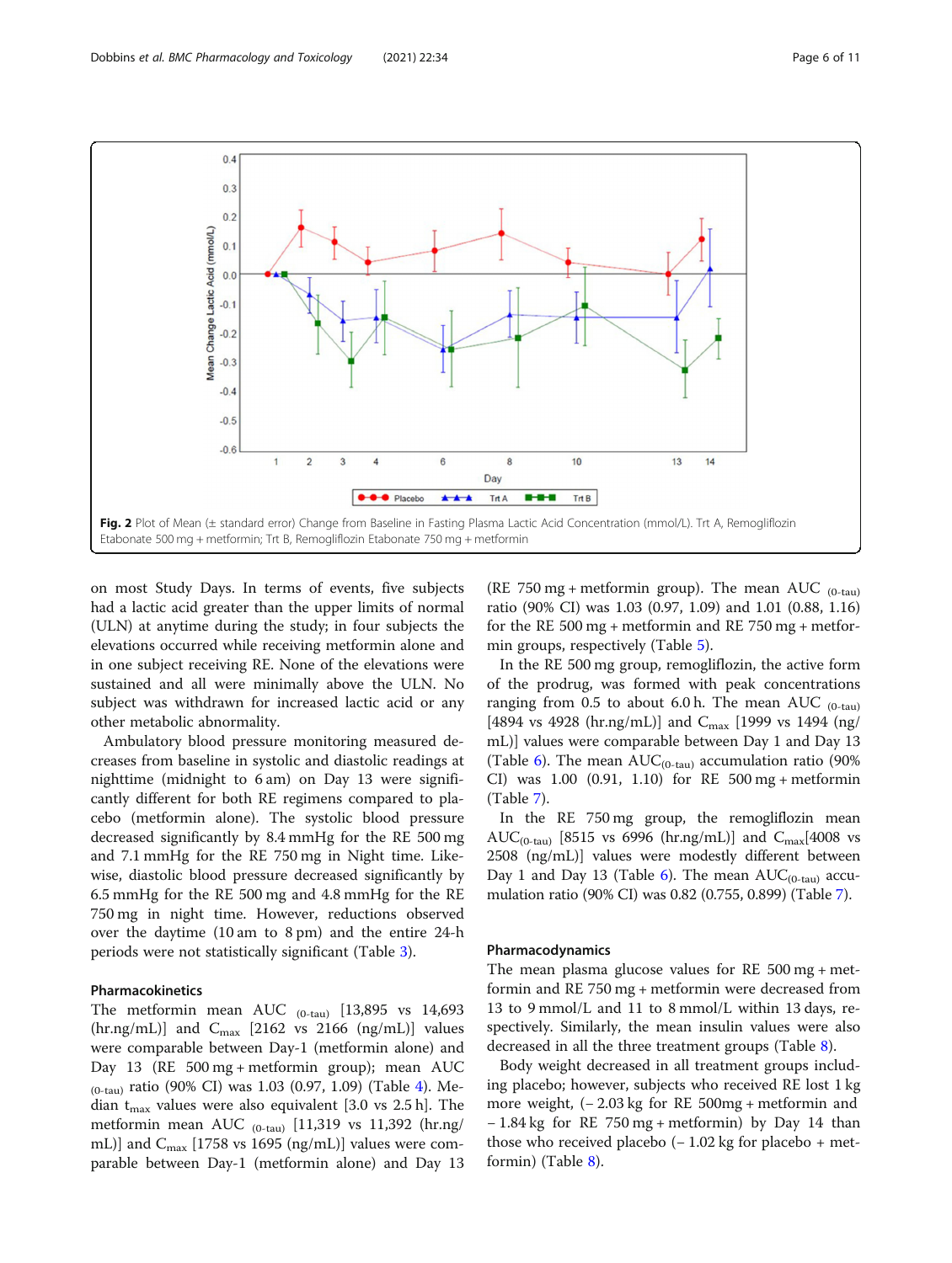Fig. 2 Plot of Mean (± standard error) Change from Baseline in Fasting Plasma Lactic Acid Concentration (mmol/L). Trt A, Remogliflozin Etabonate 500 mg + metformin; Trt B, Remogliflozin Etabonate 750 mg + metformin

on most Study Days. In terms of events, five subjects had a lactic acid greater than the upper limits of normal (ULN) at anytime during the study; in four subjects the elevations occurred while receiving metformin alone and in one subject receiving RE. None of the elevations were sustained and all were minimally above the ULN. No subject was withdrawn for increased lactic acid or any other metabolic abnormality.

Ambulatory blood pressure monitoring measured decreases from baseline in systolic and diastolic readings at nighttime (midnight to 6 am) on Day 13 were significantly different for both RE regimens compared to placebo (metformin alone). The systolic blood pressure decreased significantly by 8.4 mmHg for the RE 500 mg and 7.1 mmHg for the RE 750 mg in Night time. Likewise, diastolic blood pressure decreased significantly by 6.5 mmHg for the RE 500 mg and 4.8 mmHg for the RE 750 mg in night time. However, reductions observed over the daytime (10 am to 8 pm) and the entire 24-h periods were not statistically significant (Table 3).

### Pharmacokinetics

The metformin mean $AUC_{(0\text{-tau})}$ [13,895 vs 14,693 (hr.ng/mL)] and $C_{max}$ [2162 vs 2166 (ng/mL)] values were comparable between Day-1 (metformin alone) and Day 13 (RE 500 mg + metformin group); mean $AUC_{(0\text{-tau})}$ ratio (90% CI) was 1.03 (0.97, 1.09) (Table 4). Median $t_{max}$ values were also equivalent [3.0 vs 2.5 h]. The metformin mean $AUC_{(0\text{-tau})}$ [11,319 vs 11,392 (hr.ng/mL)] and $C_{max}$ [1758 vs 1695 (ng/mL)] values were comparable between Day-1 (metformin alone) and Day 13 (RE 750 mg + metformin group). The mean $AUC_{(0\text{-tau})}$ ratio (90% CI) was 1.03 (0.97, 1.09) and 1.01 (0.88, 1.16) for the RE 500 mg + metformin and RE 750 mg + metformin groups, respectively (Table 5).

In the RE 500 mg group, remogliflozin, the active form of the prodrug, was formed with peak concentrations ranging from 0.5 to about 6.0 h. The mean $AUC_{(0\text{-tau})}$ [4894 vs 4928 (hr.ng/mL)] and $C_{max}$ [1999 vs 1494 (ng/mL)] values were comparable between Day 1 and Day 13 (Table 6). The mean $AUC_{(0\text{-tau})}$ accumulation ratio (90% CI) was 1.00 (0.91, 1.10) for RE 500 mg + metformin (Table 7).

In the RE 750 mg group, the remogliflozin mean $AUC_{(0\text{-tau})}$ [8515 vs 6996 (hr.ng/mL)] and $C_{max}$[4008 vs 2508 (ng/mL)] values were modestly different between Day 1 and Day 13 (Table 6). The mean $AUC_{(0\text{-tau})}$ accumulation ratio (90% CI) was 0.82 (0.755, 0.899) (Table 7).

### Pharmacodynamics

The mean plasma glucose values for RE 500 mg + metformin and RE 750 mg + metformin were decreased from 13 to 9 mmol/L and 11 to 8 mmol/L within 13 days, respectively. Similarly, the mean insulin values were also decreased in all the three treatment groups (Table 8).

Body weight decreased in all treatment groups including placebo; however, subjects who received RE lost 1 kg more weight, (− 2.03 kg for RE 500mg + metformin and − 1.84 kg for RE 750 mg + metformin) by Day 14 than those who received placebo (− 1.02 kg for placebo + metformin) (Table 8).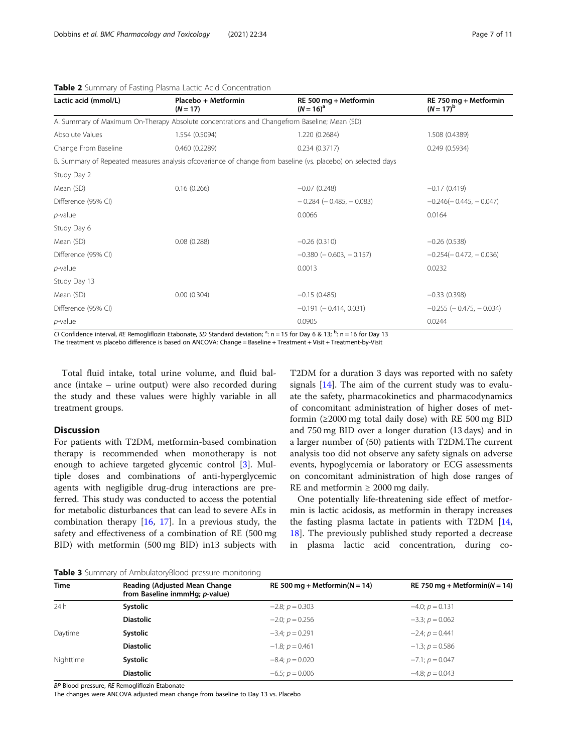**Table 2** Summary of Fasting Plasma Lactic Acid Concentration

| Lactic acid (mmol/L) | Placebo + Metformin (N = 17) | RE 500 mg + Metformin (N = 16)[a] | RE 750 mg + Metformin (N = 17)[b] |
|---|---|---|---|
| A. Summary of Maximum On-Therapy Absolute concentrations and Changefrom Baseline; Mean (SD) | | | |
| Absolute Values | 1.554 (0.5094) | 1.220 (0.2684) | 1.508 (0.4389) |
| Change From Baseline | 0.460 (0.2289) | 0.234 (0.3717) | 0.249 (0.5934) |
| B. Summary of Repeated measures analysis ofcovariance of change from baseline (vs. placebo) on selected days | | | |
| Study Day 2 | | | |
| Mean (SD) | 0.16 (0.266) | −0.07 (0.248) | −0.17 (0.419) |
| Difference (95% CI) | | − 0.284 (− 0.485, − 0.083) | −0.246(− 0.445, − 0.047) |
| *p*-value | | 0.0066 | 0.0164 |
| Study Day 6 | | | |
| Mean (SD) | 0.08 (0.288) | −0.26 (0.310) | −0.26 (0.538) |
| Difference (95% CI) | | −0.380 (− 0.603, − 0.157) | −0.254(− 0.472, − 0.036) |
| *p*-value | | 0.0013 | 0.0232 |
| Study Day 13 | | | |
| Mean (SD) | 0.00 (0.304) | −0.15 (0.485) | −0.33 (0.398) |
| Difference (95% CI) | | −0.191 (− 0.414, 0.031) | −0.255 (− 0.475, − 0.034) |
| *p*-value | | 0.0905 | 0.0244 |

*CI* Confidence interval, *RE* Remogliflozin Etabonate, *SD* Standard deviation; [a]: n = 15 for Day 6 & 13; [b]: n = 16 for Day 13
The treatment vs placebo difference is based on ANCOVA: Change = Baseline + Treatment + Visit + Treatment-by-Visit

Total fluid intake, total urine volume, and fluid balance (intake – urine output) were also recorded during the study and these values were highly variable in all treatment groups.

## Discussion

For patients with T2DM, metformin-based combination therapy is recommended when monotherapy is not enough to achieve targeted glycemic control [3]. Multiple doses and combinations of anti-hyperglycemic agents with negligible drug-drug interactions are preferred. This study was conducted to access the potential for metabolic disturbances that can lead to severe AEs in combination therapy [16, 17]. In a previous study, the safety and effectiveness of a combination of RE (500 mg BID) with metformin (500 mg BID) in13 subjects with T2DM for a duration 3 days was reported with no safety signals [14]. The aim of the current study was to evaluate the safety, pharmacokinetics and pharmacodynamics of concomitant administration of higher doses of metformin (≥2000 mg total daily dose) with RE 500 mg BID and 750 mg BID over a longer duration (13 days) and in a larger number of (50) patients with T2DM.The current analysis too did not observe any safety signals on adverse events, hypoglycemia or laboratory or ECG assessments on concomitant administration of high dose ranges of RE and metformin ≥ 2000 mg daily.

One potentially life-threatening side effect of metformin is lactic acidosis, as metformin in therapy increases the fasting plasma lactate in patients with T2DM [14, 18]. The previously published study reported a decrease in plasma lactic acid concentration, during co-

**Table 3** Summary of AmbulatoryBlood pressure monitoring

| Time | Reading (Adjusted Mean Change from Baseline inmmHg; *p*-value) | RE 500 mg + Metformin(N = 14) | RE 750 mg + Metformin(N = 14) |
|---|---|---|---|
| 24 h | **Systolic** | −2.8; *p* = 0.303 | −4.0; *p* = 0.131 |
| | **Diastolic** | −2.0; *p* = 0.256 | −3.3; *p* = 0.062 |
| Daytime | **Systolic** | −3.4; *p* = 0.291 | −2.4; *p* = 0.441 |
| | **Diastolic** | −1.8; *p* = 0.461 | −1.3; *p* = 0.586 |
| Nighttime | **Systolic** | −8.4; *p* = 0.020 | −7.1; *p* = 0.047 |
| | **Diastolic** | −6.5; *p* = 0.006 | −4.8; *p* = 0.043 |

*BP* Blood pressure, *RE* Remogliflozin Etabonate
The changes were ANCOVA adjusted mean change from baseline to Day 13 vs. Placebo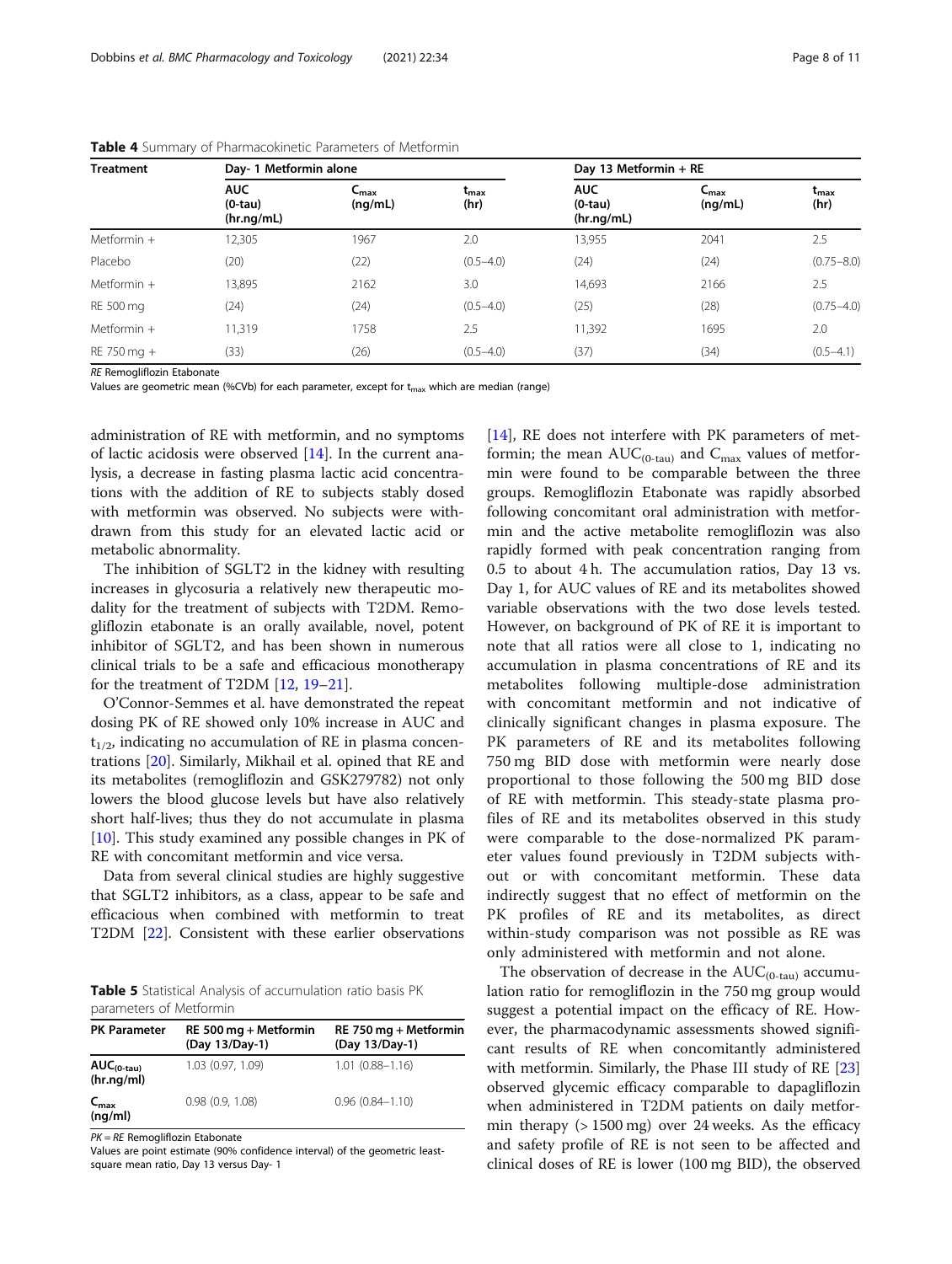**Table 4** Summary of Pharmacokinetic Parameters of Metformin

| Treatment | Day- 1 Metformin alone | | | Day 13 Metformin + RE | | |
|---|---|---|---|---|---|---|
| | AUC (0-tau) (hr.ng/mL) | $C_{max}$ (ng/mL) | $t_{max}$ (hr) | AUC (0-tau) (hr.ng/mL) | $C_{max}$ (ng/mL) | $t_{max}$ (hr) |
| Metformin + Placebo | 12,305 (20) | 1967 (22) | 2.0 (0.5–4.0) | 13,955 (24) | 2041 (24) | 2.5 (0.75–8.0) |
| Metformin + RE 500 mg | 13,895 (24) | 2162 (24) | 3.0 (0.5–4.0) | 14,693 (25) | 2166 (28) | 2.5 (0.75–4.0) |
| Metformin + RE 750 mg + | 11,319 (33) | 1758 (26) | 2.5 (0.5–4.0) | 11,392 (37) | 1695 (34) | 2.0 (0.5–4.1) |

*RE* Remogliflozin Etabonate
Values are geometric mean (%CVb) for each parameter, except for $t_{max}$ which are median (range)

administration of RE with metformin, and no symptoms of lactic acidosis were observed [14]. In the current analysis, a decrease in fasting plasma lactic acid concentrations with the addition of RE to subjects stably dosed with metformin was observed. No subjects were withdrawn from this study for an elevated lactic acid or metabolic abnormality.

The inhibition of SGLT2 in the kidney with resulting increases in glycosuria a relatively new therapeutic modality for the treatment of subjects with T2DM. Remogliflozin etabonate is an orally available, novel, potent inhibitor of SGLT2, and has been shown in numerous clinical trials to be a safe and efficacious monotherapy for the treatment of T2DM [12, 19–21].

O'Connor-Semmes et al. have demonstrated the repeat dosing PK of RE showed only 10% increase in AUC and $t_{1/2}$, indicating no accumulation of RE in plasma concentrations [20]. Similarly, Mikhail et al. opined that RE and its metabolites (remogliflozin and GSK279782) not only lowers the blood glucose levels but have also relatively short half-lives; thus they do not accumulate in plasma [10]. This study examined any possible changes in PK of RE with concomitant metformin and vice versa.

Data from several clinical studies are highly suggestive that SGLT2 inhibitors, as a class, appear to be safe and efficacious when combined with metformin to treat T2DM [22]. Consistent with these earlier observations

**Table 5** Statistical Analysis of accumulation ratio basis PK parameters of Metformin

| PK Parameter | RE 500 mg + Metformin (Day 13/Day-1) | RE 750 mg + Metformin (Day 13/Day-1) |
|---|---|---|
| $AUC_{(0-tau)}$ (hr.ng/ml) | 1.03 (0.97, 1.09) | 1.01 (0.88–1.16) |
| $C_{max}$ (ng/ml) | 0.98 (0.9, 1.08) | 0.96 (0.84–1.10) |

*PK = RE* Remogliflozin Etabonate
Values are point estimate (90% confidence interval) of the geometric least-square mean ratio, Day 13 versus Day- 1

[14], RE does not interfere with PK parameters of metformin; the mean $AUC_{(0-tau)}$ and $C_{max}$ values of metformin were found to be comparable between the three groups. Remogliflozin Etabonate was rapidly absorbed following concomitant oral administration with metformin and the active metabolite remogliflozin was also rapidly formed with peak concentration ranging from 0.5 to about 4 h. The accumulation ratios, Day 13 vs. Day 1, for AUC values of RE and its metabolites showed variable observations with the two dose levels tested. However, on background of PK of RE it is important to note that all ratios were all close to 1, indicating no accumulation in plasma concentrations of RE and its metabolites following multiple-dose administration with concomitant metformin and not indicative of clinically significant changes in plasma exposure. The PK parameters of RE and its metabolites following 750 mg BID dose with metformin were nearly dose proportional to those following the 500 mg BID dose of RE with metformin. This steady-state plasma profiles of RE and its metabolites observed in this study were comparable to the dose-normalized PK parameter values found previously in T2DM subjects without or with concomitant metformin. These data indirectly suggest that no effect of metformin on the PK profiles of RE and its metabolites, as direct within-study comparison was not possible as RE was only administered with metformin and not alone.

The observation of decrease in the $AUC_{(0-tau)}$ accumulation ratio for remogliflozin in the 750 mg group would suggest a potential impact on the efficacy of RE. However, the pharmacodynamic assessments showed significant results of RE when concomitantly administered with metformin. Similarly, the Phase III study of RE [23] observed glycemic efficacy comparable to dapagliflozin when administered in T2DM patients on daily metformin therapy (> 1500 mg) over 24 weeks. As the efficacy and safety profile of RE is not seen to be affected and clinical doses of RE is lower (100 mg BID), the observed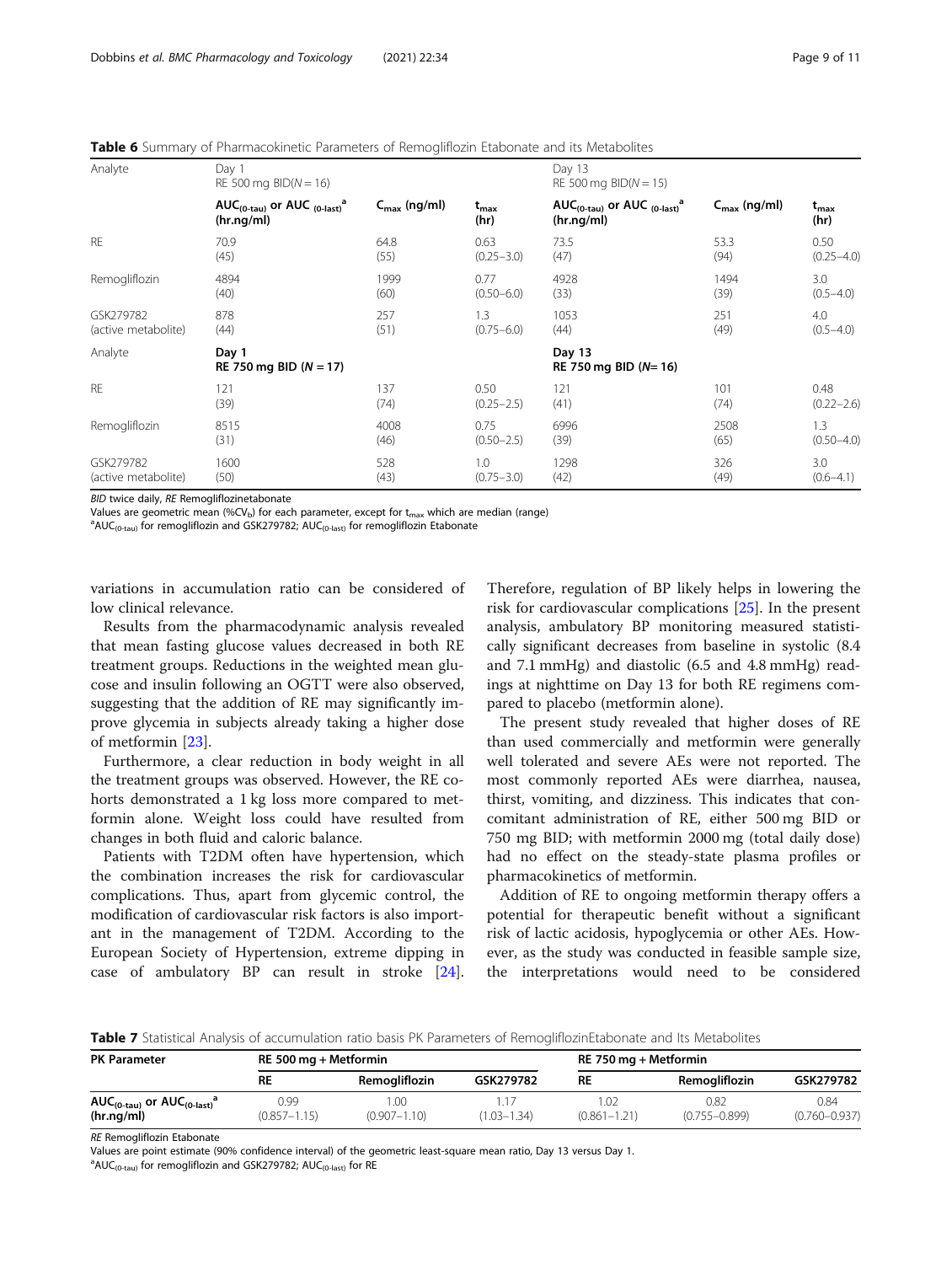**Table 6** Summary of Pharmacokinetic Parameters of Remogliflozin Etabonate and its Metabolites

| Analyte | Day 1 RE 500 mg BID(N = 16) | | | Day 13 RE 500 mg BID(N = 15) | | |
|---|---|---|---|---|---|---|
| | $AUC_{(0\text{-}tau)}$ or $AUC_{(0\text{-}last)}$[a] (hr.ng/ml) | $C_{max}$ (ng/ml) | $t_{max}$ (hr) | $AUC_{(0\text{-}tau)}$ or $AUC_{(0\text{-}last)}$[a] (hr.ng/ml) | $C_{max}$ (ng/ml) | $t_{max}$ (hr) |
| RE | 70.9 (45) | 64.8 (55) | 0.63 (0.25–3.0) | 73.5 (47) | 53.3 (94) | 0.50 (0.25–4.0) |
| Remogliflozin | 4894 (40) | 1999 (60) | 0.77 (0.50–6.0) | 4928 (33) | 1494 (39) | 3.0 (0.5–4.0) |
| GSK279782 (active metabolite) | 878 (44) | 257 (51) | 1.3 (0.75–6.0) | 1053 (44) | 251 (49) | 4.0 (0.5–4.0) |
| **Analyte** | **Day 1 RE 750 mg BID (N = 17)** | | | **Day 13 RE 750 mg BID (N= 16)** | | |
| RE | 121 (39) | 137 (74) | 0.50 (0.25–2.5) | 121 (41) | 101 (74) | 0.48 (0.22–2.6) |
| Remogliflozin | 8515 (31) | 4008 (46) | 0.75 (0.50–2.5) | 6996 (39) | 2508 (65) | 1.3 (0.50–4.0) |
| GSK279782 (active metabolite) | 1600 (50) | 528 (43) | 1.0 (0.75–3.0) | 1298 (42) | 326 (49) | 3.0 (0.6–4.1) |

*BID* twice daily, *RE* Remogliflozinetabonate

Values are geometric mean (%$CV_b$) for each parameter, except for $t_{max}$ which are median (range)

[a]$AUC_{(0\text{-}tau)}$ for remogliflozin and GSK279782; $AUC_{(0\text{-}last)}$ for remogliflozin Etabonate

variations in accumulation ratio can be considered of low clinical relevance.

Results from the pharmacodynamic analysis revealed that mean fasting glucose values decreased in both RE treatment groups. Reductions in the weighted mean glucose and insulin following an OGTT were also observed, suggesting that the addition of RE may significantly improve glycemia in subjects already taking a higher dose of metformin [23].

Furthermore, a clear reduction in body weight in all the treatment groups was observed. However, the RE cohorts demonstrated a 1 kg loss more compared to metformin alone. Weight loss could have resulted from changes in both fluid and caloric balance.

Patients with T2DM often have hypertension, which the combination increases the risk for cardiovascular complications. Thus, apart from glycemic control, the modification of cardiovascular risk factors is also important in the management of T2DM. According to the European Society of Hypertension, extreme dipping in case of ambulatory BP can result in stroke [24]. Therefore, regulation of BP likely helps in lowering the risk for cardiovascular complications [25]. In the present analysis, ambulatory BP monitoring measured statistically significant decreases from baseline in systolic (8.4 and 7.1 mmHg) and diastolic (6.5 and 4.8 mmHg) readings at nighttime on Day 13 for both RE regimens compared to placebo (metformin alone).

The present study revealed that higher doses of RE than used commercially and metformin were generally well tolerated and severe AEs were not reported. The most commonly reported AEs were diarrhea, nausea, thirst, vomiting, and dizziness. This indicates that concomitant administration of RE, either 500 mg BID or 750 mg BID; with metformin 2000 mg (total daily dose) had no effect on the steady-state plasma profiles or pharmacokinetics of metformin.

Addition of RE to ongoing metformin therapy offers a potential for therapeutic benefit without a significant risk of lactic acidosis, hypoglycemia or other AEs. However, as the study was conducted in feasible sample size, the interpretations would need to be considered

**Table 7** Statistical Analysis of accumulation ratio basis PK Parameters of RemogliflozinEtabonate and Its Metabolites

| PK Parameter | RE 500 mg + Metformin | | | RE 750 mg + Metformin | | |
|---|---|---|---|---|---|---|
| | RE | Remogliflozin | GSK279782 | RE | Remogliflozin | GSK279782 |
| $AUC_{(0\text{-}tau)}$ or $AUC_{(0\text{-}last)}$[a] (hr.ng/ml) | 0.99 (0.857–1.15) | 1.00 (0.907–1.10) | 1.17 (1.03–1.34) | 1.02 (0.861–1.21) | 0.82 (0.755–0.899) | 0.84 (0.760–0.937) |

*RE* Remogliflozin Etabonate

Values are point estimate (90% confidence interval) of the geometric least-square mean ratio, Day 13 versus Day 1.

[a]$AUC_{(0\text{-}tau)}$ for remogliflozin and GSK279782; $AUC_{(0\text{-}last)}$ for RE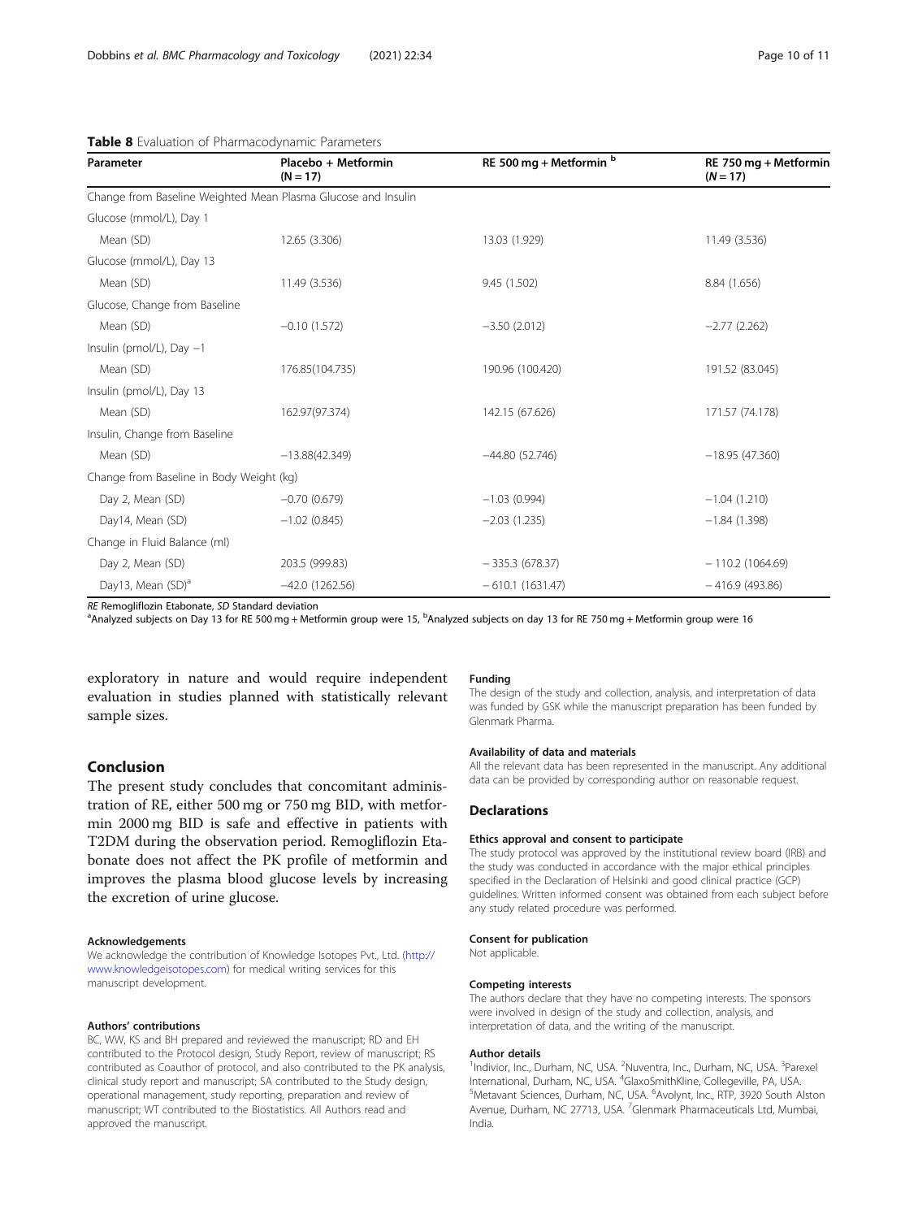**Table 8** Evaluation of Pharmacodynamic Parameters

| Parameter | Placebo + Metformin (N = 17) | RE 500 mg + Metformin [b] | RE 750 mg + Metformin (N = 17) |
|---|---|---|---|
| Change from Baseline Weighted Mean Plasma Glucose and Insulin | | | |
| Glucose (mmol/L), Day 1 | | | |
| Mean (SD) | 12.65 (3.306) | 13.03 (1.929) | 11.49 (3.536) |
| Glucose (mmol/L), Day 13 | | | |
| Mean (SD) | 11.49 (3.536) | 9.45 (1.502) | 8.84 (1.656) |
| Glucose, Change from Baseline | | | |
| Mean (SD) | −0.10 (1.572) | −3.50 (2.012) | −2.77 (2.262) |
| Insulin (pmol/L), Day −1 | | | |
| Mean (SD) | 176.85(104.735) | 190.96 (100.420) | 191.52 (83.045) |
| Insulin (pmol/L), Day 13 | | | |
| Mean (SD) | 162.97(97.374) | 142.15 (67.626) | 171.57 (74.178) |
| Insulin, Change from Baseline | | | |
| Mean (SD) | −13.88(42.349) | −44.80 (52.746) | −18.95 (47.360) |
| Change from Baseline in Body Weight (kg) | | | |
| Day 2, Mean (SD) | −0.70 (0.679) | −1.03 (0.994) | −1.04 (1.210) |
| Day14, Mean (SD) | −1.02 (0.845) | −2.03 (1.235) | −1.84 (1.398) |
| Change in Fluid Balance (ml) | | | |
| Day 2, Mean (SD) | 203.5 (999.83) | − 335.3 (678.37) | − 110.2 (1064.69) |
| Day13, Mean (SD)[a] | −42.0 (1262.56) | − 610.1 (1631.47) | − 416.9 (493.86) |

*RE* Remogliflozin Etabonate, *SD* Standard deviation
[a]Analyzed subjects on Day 13 for RE 500 mg + Metformin group were 15, [b]Analyzed subjects on day 13 for RE 750 mg + Metformin group were 16

exploratory in nature and would require independent evaluation in studies planned with statistically relevant sample sizes.

## Conclusion

The present study concludes that concomitant administration of RE, either 500 mg or 750 mg BID, with metformin 2000 mg BID is safe and effective in patients with T2DM during the observation period. Remogliflozin Etabonate does not affect the PK profile of metformin and improves the plasma blood glucose levels by increasing the excretion of urine glucose.

#### Acknowledgements

We acknowledge the contribution of Knowledge Isotopes Pvt., Ltd. (http://www.knowledgeisotopes.com) for medical writing services for this manuscript development.

#### Authors' contributions

BC, WW, KS and BH prepared and reviewed the manuscript; RD and EH contributed to the Protocol design, Study Report, review of manuscript; RS contributed as Coauthor of protocol, and also contributed to the PK analysis, clinical study report and manuscript; SA contributed to the Study design, operational management, study reporting, preparation and review of manuscript; WT contributed to the Biostatistics. All Authors read and approved the manuscript.

#### Funding

The design of the study and collection, analysis, and interpretation of data was funded by GSK while the manuscript preparation has been funded by Glenmark Pharma.

#### Availability of data and materials

All the relevant data has been represented in the manuscript. Any additional data can be provided by corresponding author on reasonable request.

## Declarations

#### Ethics approval and consent to participate

The study protocol was approved by the institutional review board (IRB) and the study was conducted in accordance with the major ethical principles specified in the Declaration of Helsinki and good clinical practice (GCP) guidelines. Written informed consent was obtained from each subject before any study related procedure was performed.

#### Consent for publication

Not applicable.

#### Competing interests

The authors declare that they have no competing interests. The sponsors were involved in design of the study and collection, analysis, and interpretation of data, and the writing of the manuscript.

#### Author details

[1]Indivior, Inc., Durham, NC, USA. [2]Nuventra, Inc., Durham, NC, USA. [3]Parexel International, Durham, NC, USA. [4]GlaxoSmithKline, Collegeville, PA, USA. [5]Metavant Sciences, Durham, NC, USA. [6]Avolynt, Inc., RTP, 3920 South Alston Avenue, Durham, NC 27713, USA. [7]Glenmark Pharmaceuticals Ltd, Mumbai, India.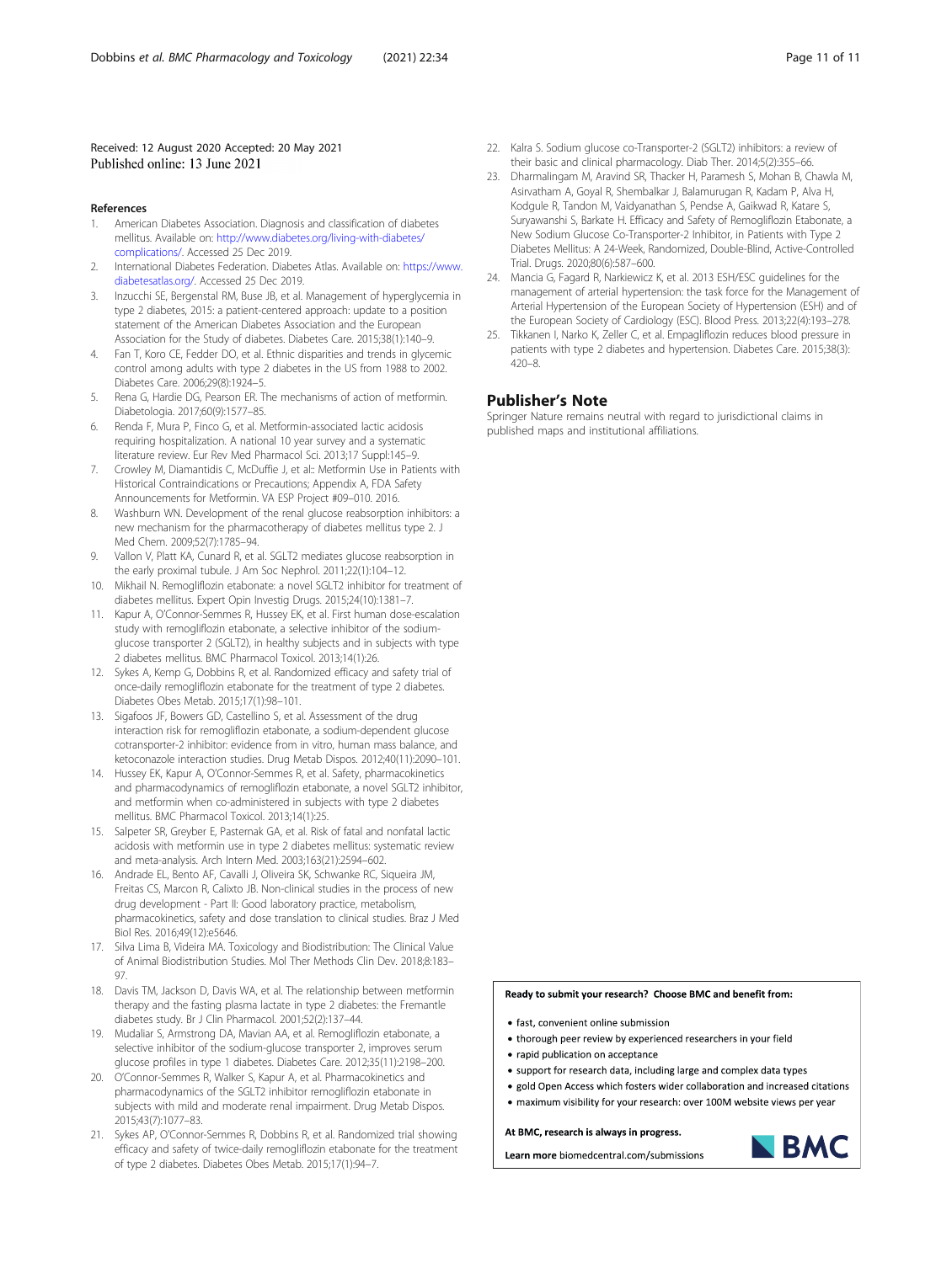Received: 12 August 2020 Accepted: 20 May 2021
Published online: 13 June 2021

## References

1. American Diabetes Association. Diagnosis and classification of diabetes mellitus. Available on: http://www.diabetes.org/living-with-diabetes/complications/. Accessed 25 Dec 2019.
2. International Diabetes Federation. Diabetes Atlas. Available on: https://www.diabetesatlas.org/. Accessed 25 Dec 2019.
3. Inzucchi SE, Bergenstal RM, Buse JB, et al. Management of hyperglycemia in type 2 diabetes, 2015: a patient-centered approach: update to a position statement of the American Diabetes Association and the European Association for the Study of diabetes. Diabetes Care. 2015;38(1):140–9.
4. Fan T, Koro CE, Fedder DO, et al. Ethnic disparities and trends in glycemic control among adults with type 2 diabetes in the US from 1988 to 2002. Diabetes Care. 2006;29(8):1924–5.
5. Rena G, Hardie DG, Pearson ER. The mechanisms of action of metformin. Diabetologia. 2017;60(9):1577–85.
6. Renda F, Mura P, Finco G, et al. Metformin-associated lactic acidosis requiring hospitalization. A national 10 year survey and a systematic literature review. Eur Rev Med Pharmacol Sci. 2013;17 Suppl:145–9.
7. Crowley M, Diamantidis C, McDuffie J, et al.: Metformin Use in Patients with Historical Contraindications or Precautions; Appendix A, FDA Safety Announcements for Metformin. VA ESP Project #09–010. 2016.
8. Washburn WN. Development of the renal glucose reabsorption inhibitors: a new mechanism for the pharmacotherapy of diabetes mellitus type 2. J Med Chem. 2009;52(7):1785–94.
9. Vallon V, Platt KA, Cunard R, et al. SGLT2 mediates glucose reabsorption in the early proximal tubule. J Am Soc Nephrol. 2011;22(1):104–12.
10. Mikhail N. Remogliflozin etabonate: a novel SGLT2 inhibitor for treatment of diabetes mellitus. Expert Opin Investig Drugs. 2015;24(10):1381–7.
11. Kapur A, O'Connor-Semmes R, Hussey EK, et al. First human dose-escalation study with remogliflozin etabonate, a selective inhibitor of the sodium-glucose transporter 2 (SGLT2), in healthy subjects and in subjects with type 2 diabetes mellitus. BMC Pharmacol Toxicol. 2013;14(1):26.
12. Sykes A, Kemp G, Dobbins R, et al. Randomized efficacy and safety trial of once-daily remogliflozin etabonate for the treatment of type 2 diabetes. Diabetes Obes Metab. 2015;17(1):98–101.
13. Sigafoos JF, Bowers GD, Castellino S, et al. Assessment of the drug interaction risk for remogliflozin etabonate, a sodium-dependent glucose cotransporter-2 inhibitor: evidence from in vitro, human mass balance, and ketoconazole interaction studies. Drug Metab Dispos. 2012;40(11):2090–101.
14. Hussey EK, Kapur A, O'Connor-Semmes R, et al. Safety, pharmacokinetics and pharmacodynamics of remogliflozin etabonate, a novel SGLT2 inhibitor, and metformin when co-administered in subjects with type 2 diabetes mellitus. BMC Pharmacol Toxicol. 2013;14(1):25.
15. Salpeter SR, Greyber E, Pasternak GA, et al. Risk of fatal and nonfatal lactic acidosis with metformin use in type 2 diabetes mellitus: systematic review and meta-analysis. Arch Intern Med. 2003;163(21):2594–602.
16. Andrade EL, Bento AF, Cavalli J, Oliveira SK, Schwanke RC, Siqueira JM, Freitas CS, Marcon R, Calixto JB. Non-clinical studies in the process of new drug development - Part II: Good laboratory practice, metabolism, pharmacokinetics, safety and dose translation to clinical studies. Braz J Med Biol Res. 2016;49(12):e5646.
17. Silva Lima B, Videira MA. Toxicology and Biodistribution: The Clinical Value of Animal Biodistribution Studies. Mol Ther Methods Clin Dev. 2018;8:183–97.
18. Davis TM, Jackson D, Davis WA, et al. The relationship between metformin therapy and the fasting plasma lactate in type 2 diabetes: the Fremantle diabetes study. Br J Clin Pharmacol. 2001;52(2):137–44.
19. Mudaliar S, Armstrong DA, Mavian AA, et al. Remogliflozin etabonate, a selective inhibitor of the sodium-glucose transporter 2, improves serum glucose profiles in type 1 diabetes. Diabetes Care. 2012;35(11):2198–200.
20. O'Connor-Semmes R, Walker S, Kapur A, et al. Pharmacokinetics and pharmacodynamics of the SGLT2 inhibitor remogliflozin etabonate in subjects with mild and moderate renal impairment. Drug Metab Dispos. 2015;43(7):1077–83.
21. Sykes AP, O'Connor-Semmes R, Dobbins R, et al. Randomized trial showing efficacy and safety of twice-daily remogliflozin etabonate for the treatment of type 2 diabetes. Diabetes Obes Metab. 2015;17(1):94–7.
22. Kalra S. Sodium glucose co-Transporter-2 (SGLT2) inhibitors: a review of their basic and clinical pharmacology. Diab Ther. 2014;5(2):355–66.
23. Dharmalingam M, Aravind SR, Thacker H, Paramesh S, Mohan B, Chawla M, Asirvatham A, Goyal R, Shembalkar J, Balamurugan R, Kadam P, Alva H, Kodgule R, Tandon M, Vaidyanathan S, Pendse A, Gaikwad R, Katare S, Suryawanshi S, Barkate H. Efficacy and Safety of Remogliflozin Etabonate, a New Sodium Glucose Co-Transporter-2 Inhibitor, in Patients with Type 2 Diabetes Mellitus: A 24-Week, Randomized, Double-Blind, Active-Controlled Trial. Drugs. 2020;80(6):587–600.
24. Mancia G, Fagard R, Narkiewicz K, et al. 2013 ESH/ESC guidelines for the management of arterial hypertension: the task force for the Management of Arterial Hypertension of the European Society of Hypertension (ESH) and of the European Society of Cardiology (ESC). Blood Press. 2013;22(4):193–278.
25. Tikkanen I, Narko K, Zeller C, et al. Empagliflozin reduces blood pressure in patients with type 2 diabetes and hypertension. Diabetes Care. 2015;38(3):420–8.

## Publisher's Note

Springer Nature remains neutral with regard to jurisdictional claims in published maps and institutional affiliations.

**Ready to submit your research? Choose BMC and benefit from:**

- fast, convenient online submission
- thorough peer review by experienced researchers in your field
- rapid publication on acceptance
- support for research data, including large and complex data types
- gold Open Access which fosters wider collaboration and increased citations
- maximum visibility for your research: over 100M website views per year

**At BMC, research is always in progress.**

**Learn more** biomedcentral.com/submissions

BMC